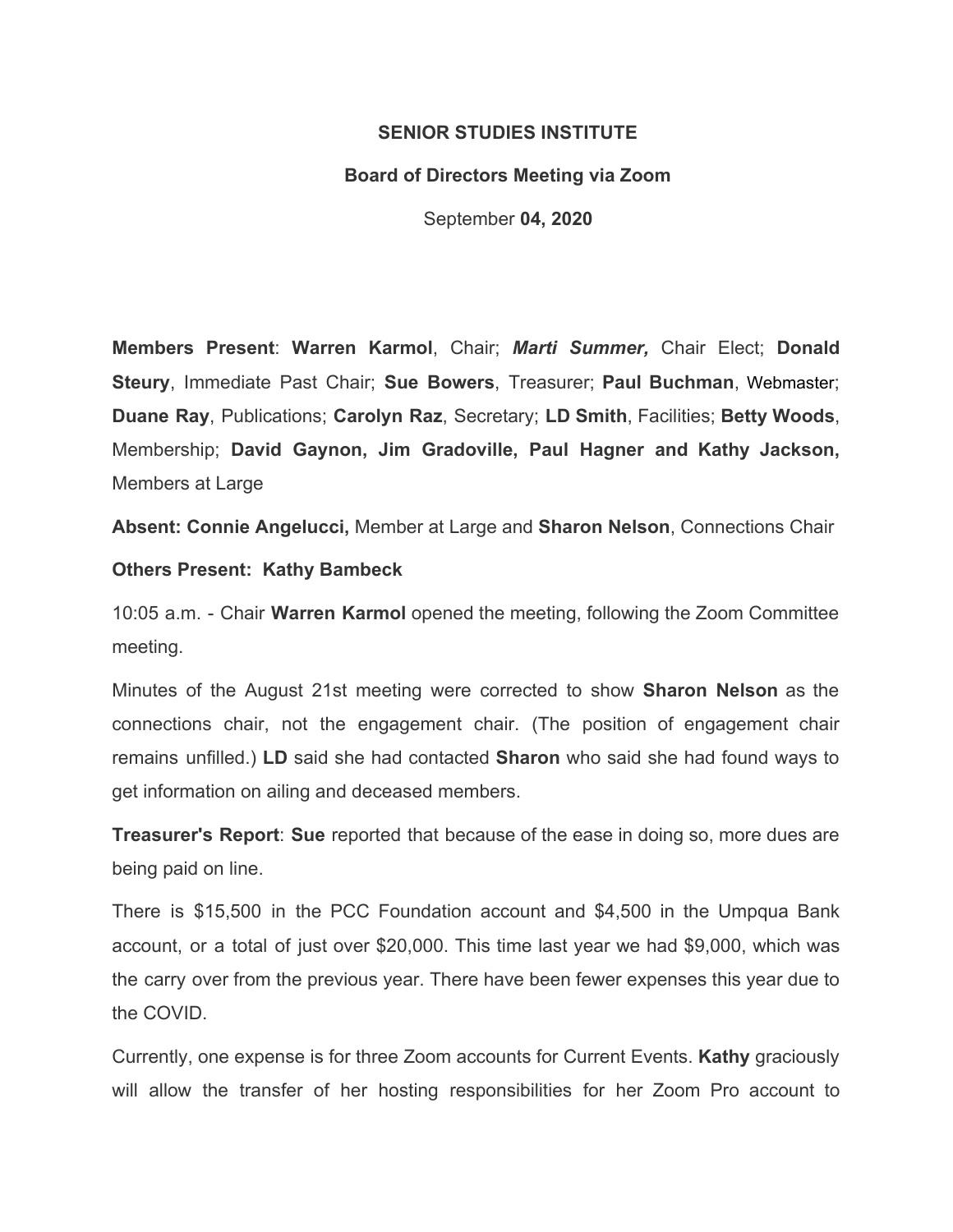**SENIOR STUDIES INSTITUTE**

**Board of Directors Meeting via Zoom**

September **04, 2020**

**Members Present**: **Warren Karmol**, Chair; ***Marti Summer,*** Chair Elect; **Donald Steury**, Immediate Past Chair; **Sue Bowers**, Treasurer; **Paul Buchman**, Webmaster; **Duane Ray**, Publications; **Carolyn Raz**, Secretary; **LD Smith**, Facilities; **Betty Woods**, Membership; **David Gaynon, Jim Gradoville, Paul Hagner and Kathy Jackson,** Members at Large

**Absent: Connie Angelucci,** Member at Large and **Sharon Nelson**, Connections Chair

**Others Present: Kathy Bambeck**

10:05 a.m. - Chair **Warren Karmol** opened the meeting, following the Zoom Committee meeting.

Minutes of the August 21st meeting were corrected to show **Sharon Nelson** as the connections chair, not the engagement chair. (The position of engagement chair remains unfilled.) **LD** said she had contacted **Sharon** who said she had found ways to get information on ailing and deceased members.

**Treasurer's Report**: **Sue** reported that because of the ease in doing so, more dues are being paid on line.

There is $15,500 in the PCC Foundation account and $4,500 in the Umpqua Bank account, or a total of just over $20,000. This time last year we had $9,000, which was the carry over from the previous year. There have been fewer expenses this year due to the COVID.

Currently, one expense is for three Zoom accounts for Current Events. **Kathy** graciously will allow the transfer of her hosting responsibilities for her Zoom Pro account to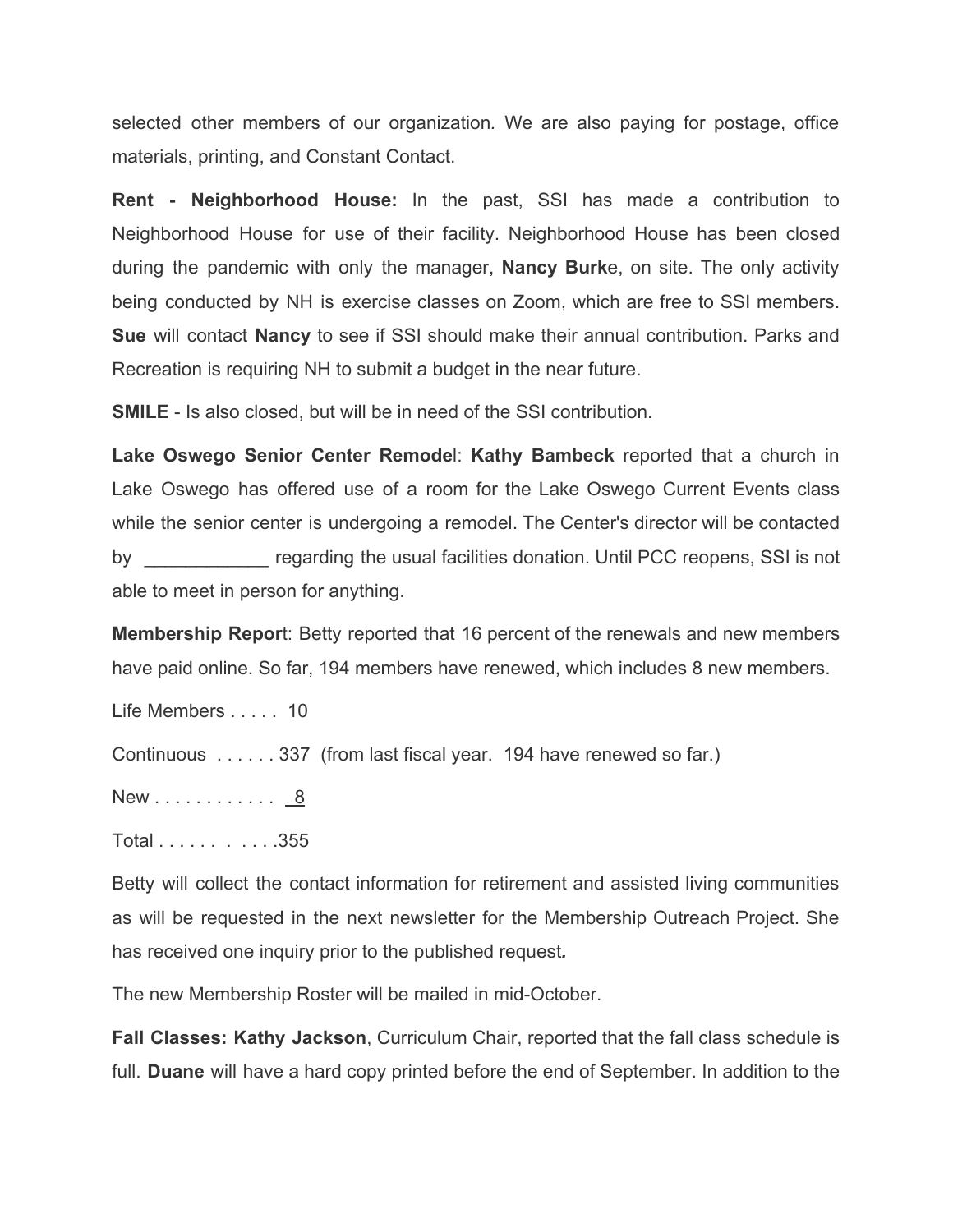selected other members of our organization. We are also paying for postage, office materials, printing, and Constant Contact.

**Rent - Neighborhood House:** In the past, SSI has made a contribution to Neighborhood House for use of their facility. Neighborhood House has been closed during the pandemic with only the manager, **Nancy Burk**e, on site. The only activity being conducted by NH is exercise classes on Zoom, which are free to SSI members. **Sue** will contact **Nancy** to see if SSI should make their annual contribution. Parks and Recreation is requiring NH to submit a budget in the near future.

**SMILE** - Is also closed, but will be in need of the SSI contribution.

**Lake Oswego Senior Center Remode**l: **Kathy Bambeck** reported that a church in Lake Oswego has offered use of a room for the Lake Oswego Current Events class while the senior center is undergoing a remodel. The Center's director will be contacted by ____________ regarding the usual facilities donation. Until PCC reopens, SSI is not able to meet in person for anything.

**Membership Repor**t: Betty reported that 16 percent of the renewals and new members have paid online. So far, 194 members have renewed, which includes 8 new members.

Life Members . . . . . 10

Continuous . . . . . . 337 (from last fiscal year. 194 have renewed so far.)

New . . . . . . . . . . . . 8

Total . . . . . . . . . . .355

Betty will collect the contact information for retirement and assisted living communities as will be requested in the next newsletter for the Membership Outreach Project. She has received one inquiry prior to the published request.

The new Membership Roster will be mailed in mid-October.

**Fall Classes: Kathy Jackson**, Curriculum Chair, reported that the fall class schedule is full. **Duane** will have a hard copy printed before the end of September. In addition to the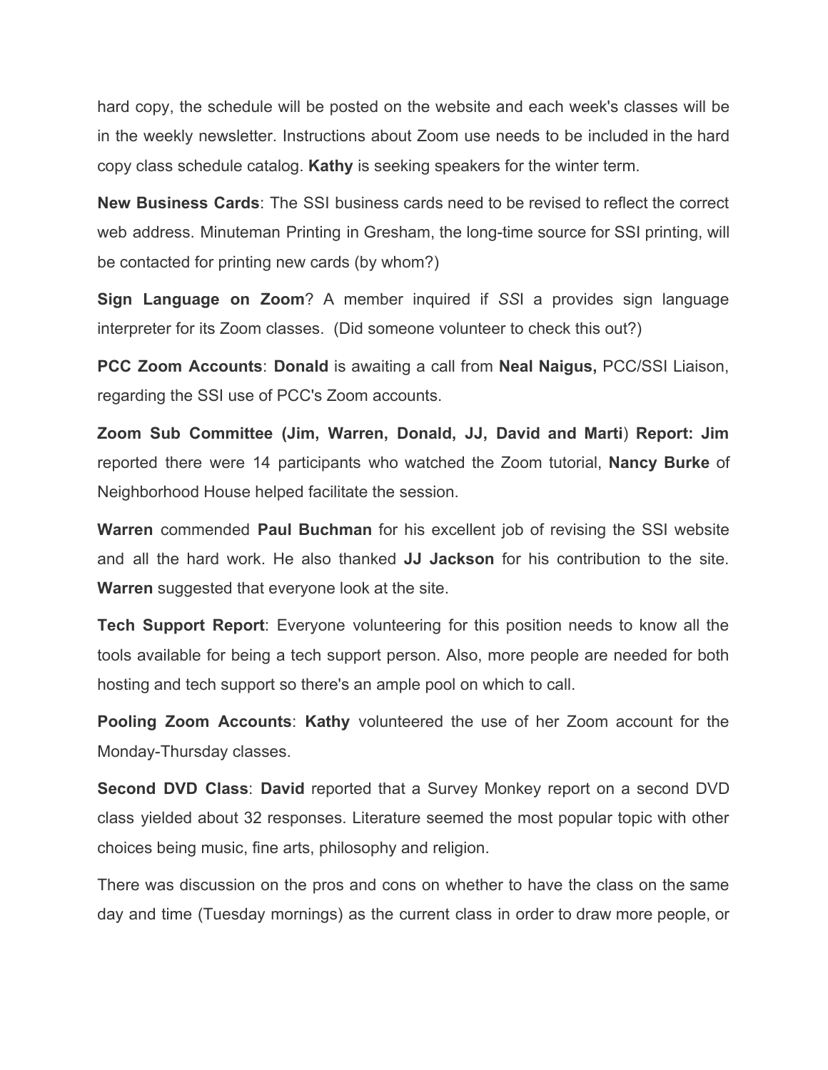hard copy, the schedule will be posted on the website and each week's classes will be in the weekly newsletter. Instructions about Zoom use needs to be included in the hard copy class schedule catalog. **Kathy** is seeking speakers for the winter term.

**New Business Cards**: The SSI business cards need to be revised to reflect the correct web address. Minuteman Printing in Gresham, the long-time source for SSI printing, will be contacted for printing new cards (by whom?)

**Sign Language on Zoom**? A member inquired if *SS*I a provides sign language interpreter for its Zoom classes. (Did someone volunteer to check this out?)

**PCC Zoom Accounts**: **Donald** is awaiting a call from **Neal Naigus,** PCC/SSI Liaison, regarding the SSI use of PCC's Zoom accounts.

**Zoom Sub Committee (Jim, Warren, Donald, JJ, David and Marti**) **Report: Jim** reported there were 14 participants who watched the Zoom tutorial, **Nancy Burke** of Neighborhood House helped facilitate the session.

**Warren** commended **Paul Buchman** for his excellent job of revising the SSI website and all the hard work. He also thanked **JJ Jackson** for his contribution to the site. **Warren** suggested that everyone look at the site.

**Tech Support Report**: Everyone volunteering for this position needs to know all the tools available for being a tech support person. Also, more people are needed for both hosting and tech support so there's an ample pool on which to call.

**Pooling Zoom Accounts**: **Kathy** volunteered the use of her Zoom account for the Monday-Thursday classes.

**Second DVD Class**: **David** reported that a Survey Monkey report on a second DVD class yielded about 32 responses. Literature seemed the most popular topic with other choices being music, fine arts, philosophy and religion.

There was discussion on the pros and cons on whether to have the class on the same day and time (Tuesday mornings) as the current class in order to draw more people, or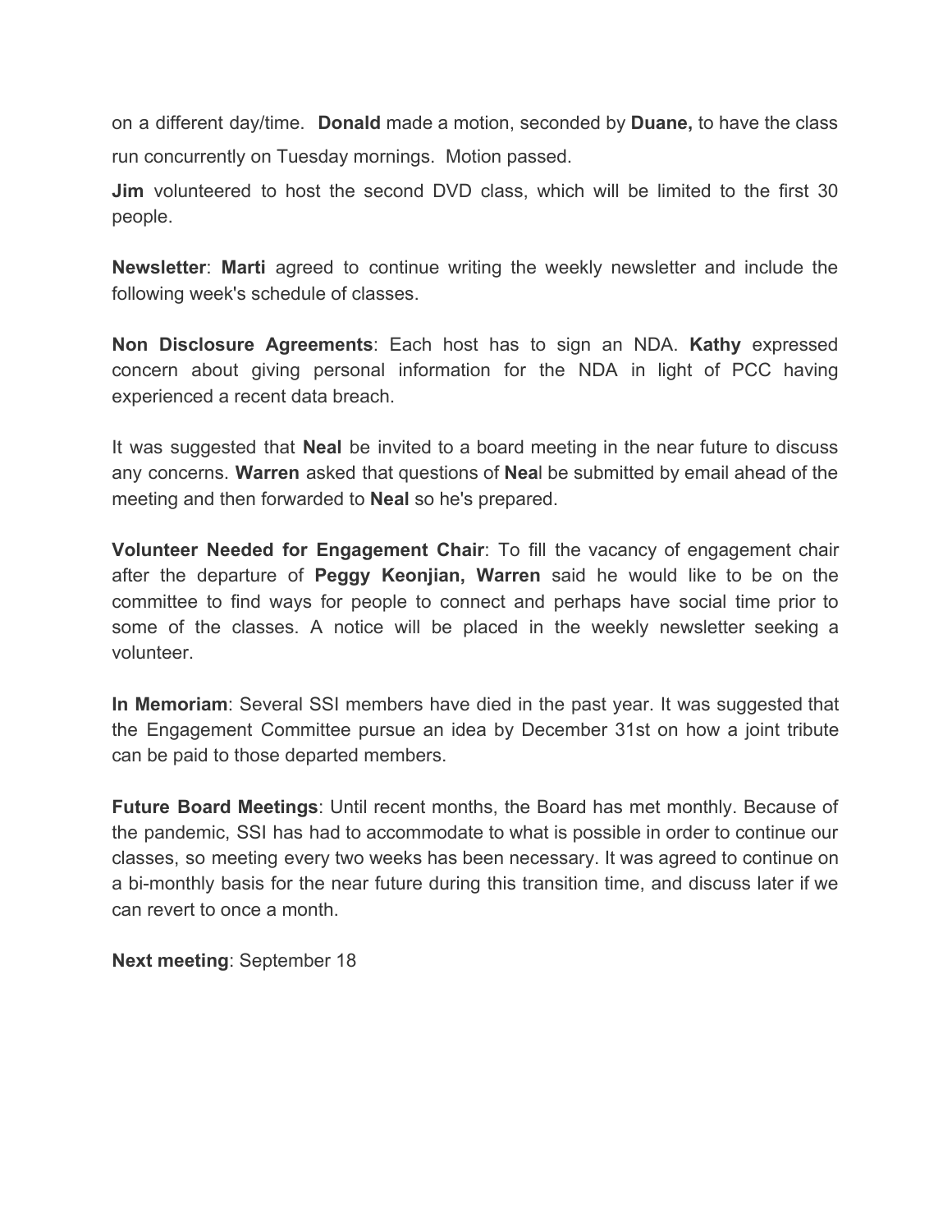on a different day/time. **Donald** made a motion, seconded by **Duane,** to have the class run concurrently on Tuesday mornings. Motion passed.

**Jim** volunteered to host the second DVD class, which will be limited to the first 30 people.

**Newsletter**: **Marti** agreed to continue writing the weekly newsletter and include the following week's schedule of classes.

**Non Disclosure Agreements**: Each host has to sign an NDA. **Kathy** expressed concern about giving personal information for the NDA in light of PCC having experienced a recent data breach.

It was suggested that **Neal** be invited to a board meeting in the near future to discuss any concerns. **Warren** asked that questions of **Neal** be submitted by email ahead of the meeting and then forwarded to **Neal** so he's prepared.

**Volunteer Needed for Engagement Chair**: To fill the vacancy of engagement chair after the departure of **Peggy Keonjian, Warren** said he would like to be on the committee to find ways for people to connect and perhaps have social time prior to some of the classes. A notice will be placed in the weekly newsletter seeking a volunteer.

**In Memoriam**: Several SSI members have died in the past year. It was suggested that the Engagement Committee pursue an idea by December 31st on how a joint tribute can be paid to those departed members.

**Future Board Meetings**: Until recent months, the Board has met monthly. Because of the pandemic, SSI has had to accommodate to what is possible in order to continue our classes, so meeting every two weeks has been necessary. It was agreed to continue on a bi-monthly basis for the near future during this transition time, and discuss later if we can revert to once a month.

**Next meeting**: September 18